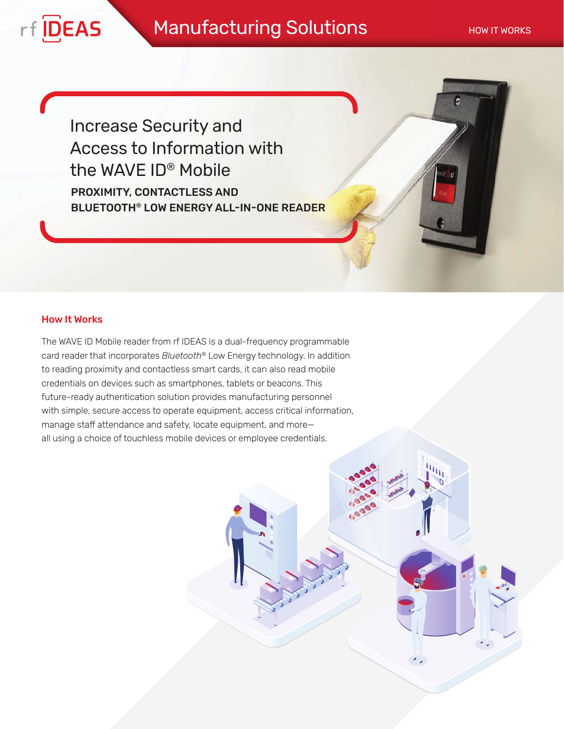rf IDEAS

# Manufacturing Solutions

HOW IT WORKS

## Increase Security and Access to Information with the WAVE ID® Mobile

**PROXIMITY, CONTACTLESS AND BLUETOOTH® LOW ENERGY ALL-IN-ONE READER**

### How It Works

The WAVE ID Mobile reader from rf IDEAS is a dual-frequency programmable card reader that incorporates *Bluetooth*® Low Energy technology. In addition to reading proximity and contactless smart cards, it can also read mobile credentials on devices such as smartphones, tablets or beacons. This future-ready authentication solution provides manufacturing personnel with simple, secure access to operate equipment, access critical information, manage staff attendance and safety, locate equipment, and more— all using a choice of touchless mobile devices or employee credentials.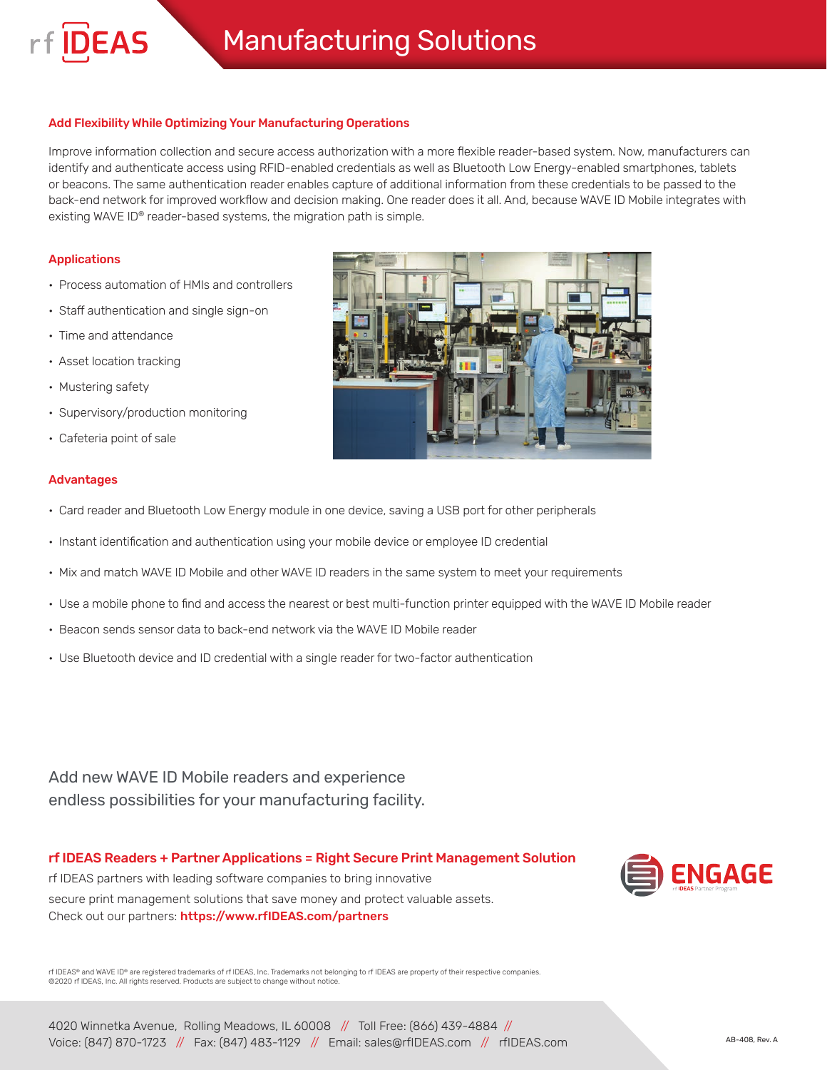# Manufacturing Solutions

### Add Flexibility While Optimizing Your Manufacturing Operations

Improve information collection and secure access authorization with a more flexible reader-based system. Now, manufacturers can identify and authenticate access using RFID-enabled credentials as well as Bluetooth Low Energy-enabled smartphones, tablets or beacons. The same authentication reader enables capture of additional information from these credentials to be passed to the back-end network for improved workflow and decision making. One reader does it all. And, because WAVE ID Mobile integrates with existing WAVE ID® reader-based systems, the migration path is simple.

### Applications

- Process automation of HMIs and controllers
- Staff authentication and single sign-on
- Time and attendance
- Asset location tracking
- Mustering safety
- Supervisory/production monitoring
- Cafeteria point of sale

### Advantages

- Card reader and Bluetooth Low Energy module in one device, saving a USB port for other peripherals
- Instant identification and authentication using your mobile device or employee ID credential
- Mix and match WAVE ID Mobile and other WAVE ID readers in the same system to meet your requirements
- Use a mobile phone to find and access the nearest or best multi-function printer equipped with the WAVE ID Mobile reader
- Beacon sends sensor data to back-end network via the WAVE ID Mobile reader
- Use Bluetooth device and ID credential with a single reader for two-factor authentication

Add new WAVE ID Mobile readers and experience endless possibilities for your manufacturing facility.

### rf IDEAS Readers + Partner Applications = Right Secure Print Management Solution

rf IDEAS partners with leading software companies to bring innovative secure print management solutions that save money and protect valuable assets. Check out our partners: **https://www.rfIDEAS.com/partners**

ENGAGE rf IDEAS Partner Program

rf IDEAS® and WAVE ID® are registered trademarks of rf IDEAS, Inc. Trademarks not belonging to rf IDEAS are property of their respective companies. ©2020 rf IDEAS, Inc. All rights reserved. Products are subject to change without notice.

4020 Winnetka Avenue, Rolling Meadows, IL 60008 // Toll Free: (866) 439-4884 // Voice: (847) 870-1723 // Fax: (847) 483-1129 // Email: sales@rfIDEAS.com // rfIDEAS.com

AB-408, Rev. A